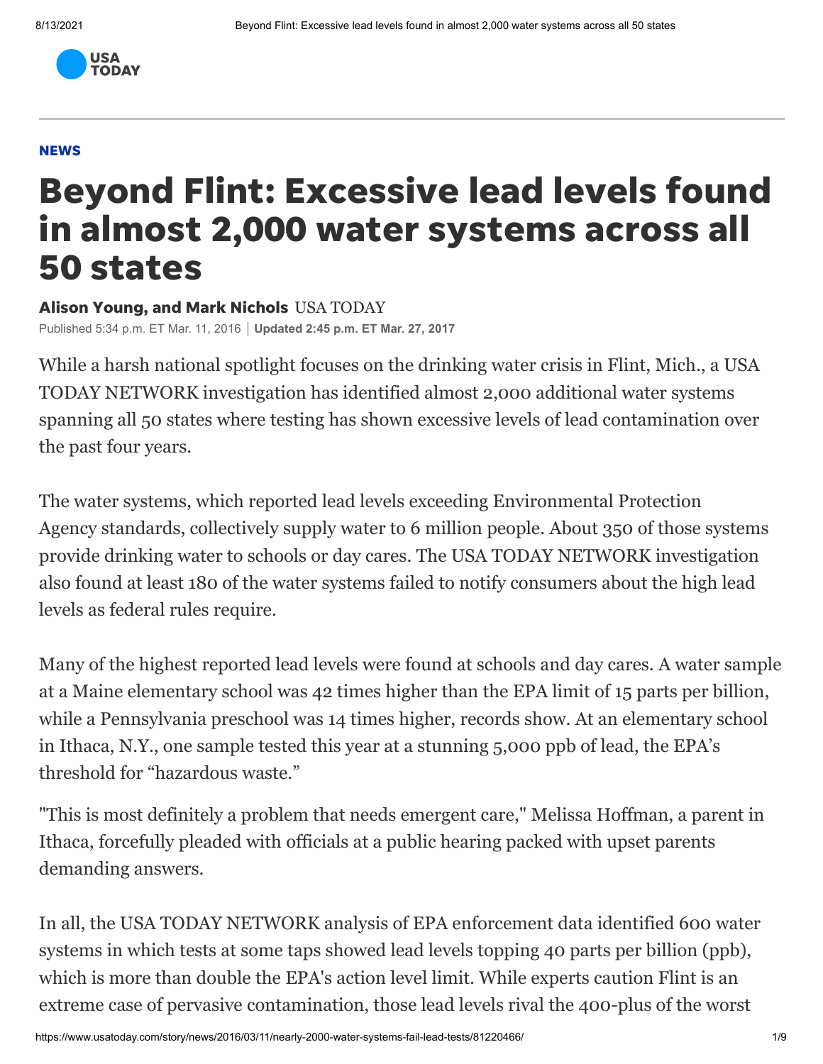NEWS

# Beyond Flint: Excessive lead levels found in almost 2,000 water systems across all 50 states

**Alison Young, and Mark Nichols** USA TODAY

Published 5:34 p.m. ET Mar. 11, 2016 | **Updated 2:45 p.m. ET Mar. 27, 2017**

While a harsh national spotlight focuses on the drinking water crisis in Flint, Mich., a USA TODAY NETWORK investigation has identified almost 2,000 additional water systems spanning all 50 states where testing has shown excessive levels of lead contamination over the past four years.

The water systems, which reported lead levels exceeding Environmental Protection Agency standards, collectively supply water to 6 million people. About 350 of those systems provide drinking water to schools or day cares. The USA TODAY NETWORK investigation also found at least 180 of the water systems failed to notify consumers about the high lead levels as federal rules require.

Many of the highest reported lead levels were found at schools and day cares. A water sample at a Maine elementary school was 42 times higher than the EPA limit of 15 parts per billion, while a Pennsylvania preschool was 14 times higher, records show. At an elementary school in Ithaca, N.Y., one sample tested this year at a stunning 5,000 ppb of lead, the EPA's threshold for "hazardous waste."

"This is most definitely a problem that needs emergent care," Melissa Hoffman, a parent in Ithaca, forcefully pleaded with officials at a public hearing packed with upset parents demanding answers.

In all, the USA TODAY NETWORK analysis of EPA enforcement data identified 600 water systems in which tests at some taps showed lead levels topping 40 parts per billion (ppb), which is more than double the EPA's action level limit. While experts caution Flint is an extreme case of pervasive contamination, those lead levels rival the 400-plus of the worst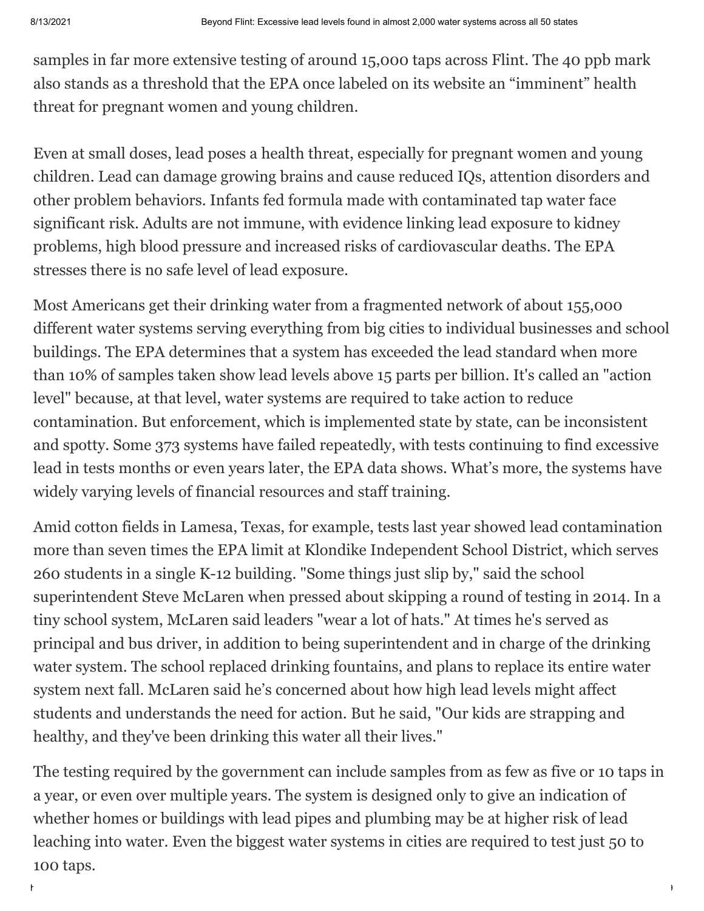samples in far more extensive testing of around 15,000 taps across Flint. The 40 ppb mark also stands as a threshold that the EPA once labeled on its website an "imminent" health threat for pregnant women and young children.

Even at small doses, lead poses a health threat, especially for pregnant women and young children. Lead can damage growing brains and cause reduced IQs, attention disorders and other problem behaviors. Infants fed formula made with contaminated tap water face significant risk. Adults are not immune, with evidence linking lead exposure to kidney problems, high blood pressure and increased risks of cardiovascular deaths. The EPA stresses there is no safe level of lead exposure.

Most Americans get their drinking water from a fragmented network of about 155,000 different water systems serving everything from big cities to individual businesses and school buildings. The EPA determines that a system has exceeded the lead standard when more than 10% of samples taken show lead levels above 15 parts per billion. It's called an "action level" because, at that level, water systems are required to take action to reduce contamination. But enforcement, which is implemented state by state, can be inconsistent and spotty. Some 373 systems have failed repeatedly, with tests continuing to find excessive lead in tests months or even years later, the EPA data shows. What's more, the systems have widely varying levels of financial resources and staff training.

Amid cotton fields in Lamesa, Texas, for example, tests last year showed lead contamination more than seven times the EPA limit at Klondike Independent School District, which serves 260 students in a single K-12 building. "Some things just slip by," said the school superintendent Steve McLaren when pressed about skipping a round of testing in 2014. In a tiny school system, McLaren said leaders "wear a lot of hats." At times he's served as principal and bus driver, in addition to being superintendent and in charge of the drinking water system. The school replaced drinking fountains, and plans to replace its entire water system next fall. McLaren said he's concerned about how high lead levels might affect students and understands the need for action. But he said, "Our kids are strapping and healthy, and they've been drinking this water all their lives."

The testing required by the government can include samples from as few as five or 10 taps in a year, or even over multiple years. The system is designed only to give an indication of whether homes or buildings with lead pipes and plumbing may be at higher risk of lead leaching into water. Even the biggest water systems in cities are required to test just 50 to 100 taps.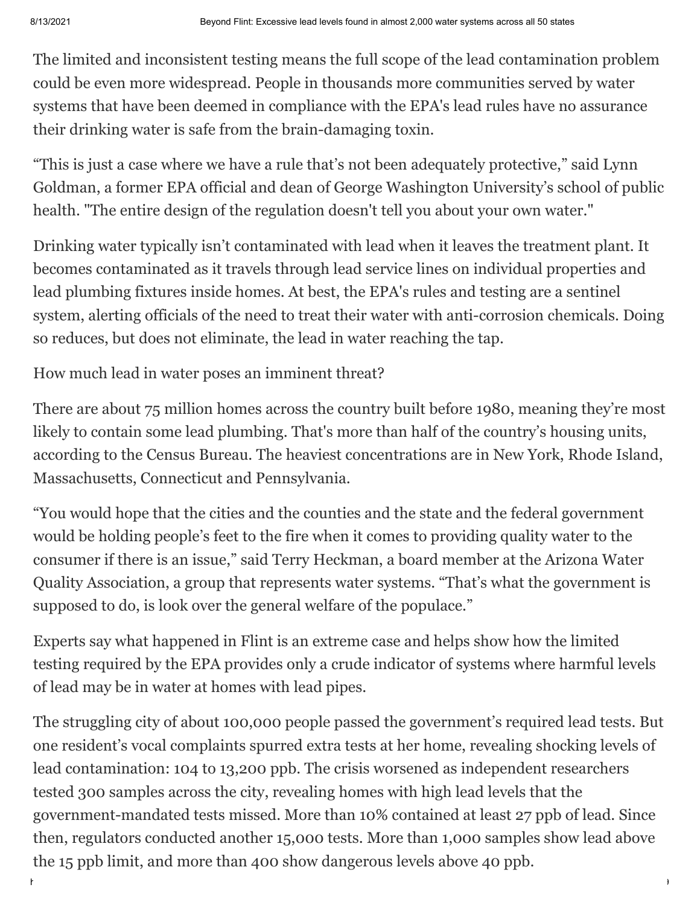The limited and inconsistent testing means the full scope of the lead contamination problem could be even more widespread. People in thousands more communities served by water systems that have been deemed in compliance with the EPA's lead rules have no assurance their drinking water is safe from the brain-damaging toxin.

“This is just a case where we have a rule that’s not been adequately protective,” said Lynn Goldman, a former EPA official and dean of George Washington University’s school of public health. "The entire design of the regulation doesn't tell you about your own water."

Drinking water typically isn’t contaminated with lead when it leaves the treatment plant. It becomes contaminated as it travels through lead service lines on individual properties and lead plumbing fixtures inside homes. At best, the EPA's rules and testing are a sentinel system, alerting officials of the need to treat their water with anti-corrosion chemicals. Doing so reduces, but does not eliminate, the lead in water reaching the tap.

How much lead in water poses an imminent threat?

There are about 75 million homes across the country built before 1980, meaning they’re most likely to contain some lead plumbing. That's more than half of the country’s housing units, according to the Census Bureau. The heaviest concentrations are in New York, Rhode Island, Massachusetts, Connecticut and Pennsylvania.

“You would hope that the cities and the counties and the state and the federal government would be holding people’s feet to the fire when it comes to providing quality water to the consumer if there is an issue,” said Terry Heckman, a board member at the Arizona Water Quality Association, a group that represents water systems. “That’s what the government is supposed to do, is look over the general welfare of the populace.”

Experts say what happened in Flint is an extreme case and helps show how the limited testing required by the EPA provides only a crude indicator of systems where harmful levels of lead may be in water at homes with lead pipes.

The struggling city of about 100,000 people passed the government’s required lead tests. But one resident’s vocal complaints spurred extra tests at her home, revealing shocking levels of lead contamination: 104 to 13,200 ppb. The crisis worsened as independent researchers tested 300 samples across the city, revealing homes with high lead levels that the government-mandated tests missed. More than 10% contained at least 27 ppb of lead. Since then, regulators conducted another 15,000 tests. More than 1,000 samples show lead above the 15 ppb limit, and more than 400 show dangerous levels above 40 ppb.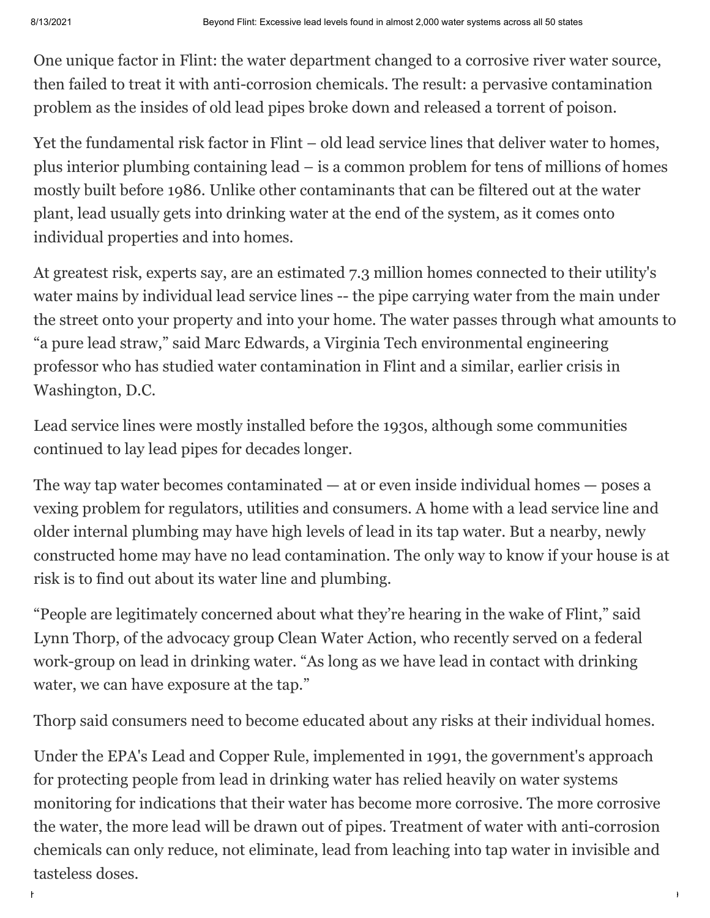One unique factor in Flint: the water department changed to a corrosive river water source, then failed to treat it with anti-corrosion chemicals. The result: a pervasive contamination problem as the insides of old lead pipes broke down and released a torrent of poison.

Yet the fundamental risk factor in Flint – old lead service lines that deliver water to homes, plus interior plumbing containing lead – is a common problem for tens of millions of homes mostly built before 1986. Unlike other contaminants that can be filtered out at the water plant, lead usually gets into drinking water at the end of the system, as it comes onto individual properties and into homes.

At greatest risk, experts say, are an estimated 7.3 million homes connected to their utility's water mains by individual lead service lines -- the pipe carrying water from the main under the street onto your property and into your home. The water passes through what amounts to "a pure lead straw," said Marc Edwards, a Virginia Tech environmental engineering professor who has studied water contamination in Flint and a similar, earlier crisis in Washington, D.C.

Lead service lines were mostly installed before the 1930s, although some communities continued to lay lead pipes for decades longer.

The way tap water becomes contaminated — at or even inside individual homes — poses a vexing problem for regulators, utilities and consumers. A home with a lead service line and older internal plumbing may have high levels of lead in its tap water. But a nearby, newly constructed home may have no lead contamination. The only way to know if your house is at risk is to find out about its water line and plumbing.

"People are legitimately concerned about what they're hearing in the wake of Flint," said Lynn Thorp, of the advocacy group Clean Water Action, who recently served on a federal work-group on lead in drinking water. "As long as we have lead in contact with drinking water, we can have exposure at the tap."

Thorp said consumers need to become educated about any risks at their individual homes.

Under the EPA's Lead and Copper Rule, implemented in 1991, the government's approach for protecting people from lead in drinking water has relied heavily on water systems monitoring for indications that their water has become more corrosive. The more corrosive the water, the more lead will be drawn out of pipes. Treatment of water with anti-corrosion chemicals can only reduce, not eliminate, lead from leaching into tap water in invisible and tasteless doses.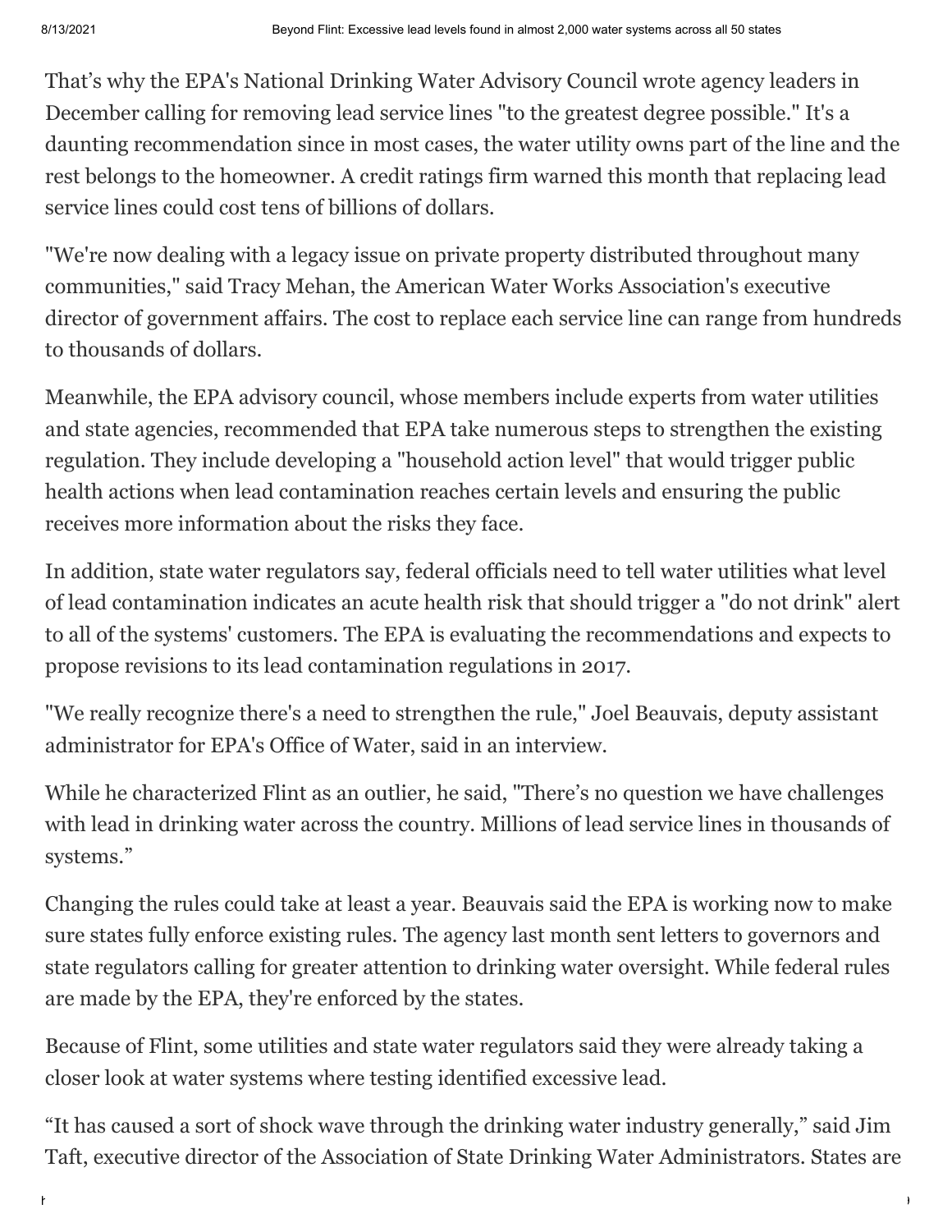That's why the EPA's National Drinking Water Advisory Council wrote agency leaders in December calling for removing lead service lines "to the greatest degree possible." It's a daunting recommendation since in most cases, the water utility owns part of the line and the rest belongs to the homeowner. A credit ratings firm warned this month that replacing lead service lines could cost tens of billions of dollars.

"We're now dealing with a legacy issue on private property distributed throughout many communities," said Tracy Mehan, the American Water Works Association's executive director of government affairs. The cost to replace each service line can range from hundreds to thousands of dollars.

Meanwhile, the EPA advisory council, whose members include experts from water utilities and state agencies, recommended that EPA take numerous steps to strengthen the existing regulation. They include developing a "household action level" that would trigger public health actions when lead contamination reaches certain levels and ensuring the public receives more information about the risks they face.

In addition, state water regulators say, federal officials need to tell water utilities what level of lead contamination indicates an acute health risk that should trigger a "do not drink" alert to all of the systems' customers. The EPA is evaluating the recommendations and expects to propose revisions to its lead contamination regulations in 2017.

"We really recognize there's a need to strengthen the rule," Joel Beauvais, deputy assistant administrator for EPA's Office of Water, said in an interview.

While he characterized Flint as an outlier, he said, "There's no question we have challenges with lead in drinking water across the country. Millions of lead service lines in thousands of systems."

Changing the rules could take at least a year. Beauvais said the EPA is working now to make sure states fully enforce existing rules. The agency last month sent letters to governors and state regulators calling for greater attention to drinking water oversight. While federal rules are made by the EPA, they're enforced by the states.

Because of Flint, some utilities and state water regulators said they were already taking a closer look at water systems where testing identified excessive lead.

"It has caused a sort of shock wave through the drinking water industry generally," said Jim Taft, executive director of the Association of State Drinking Water Administrators. States are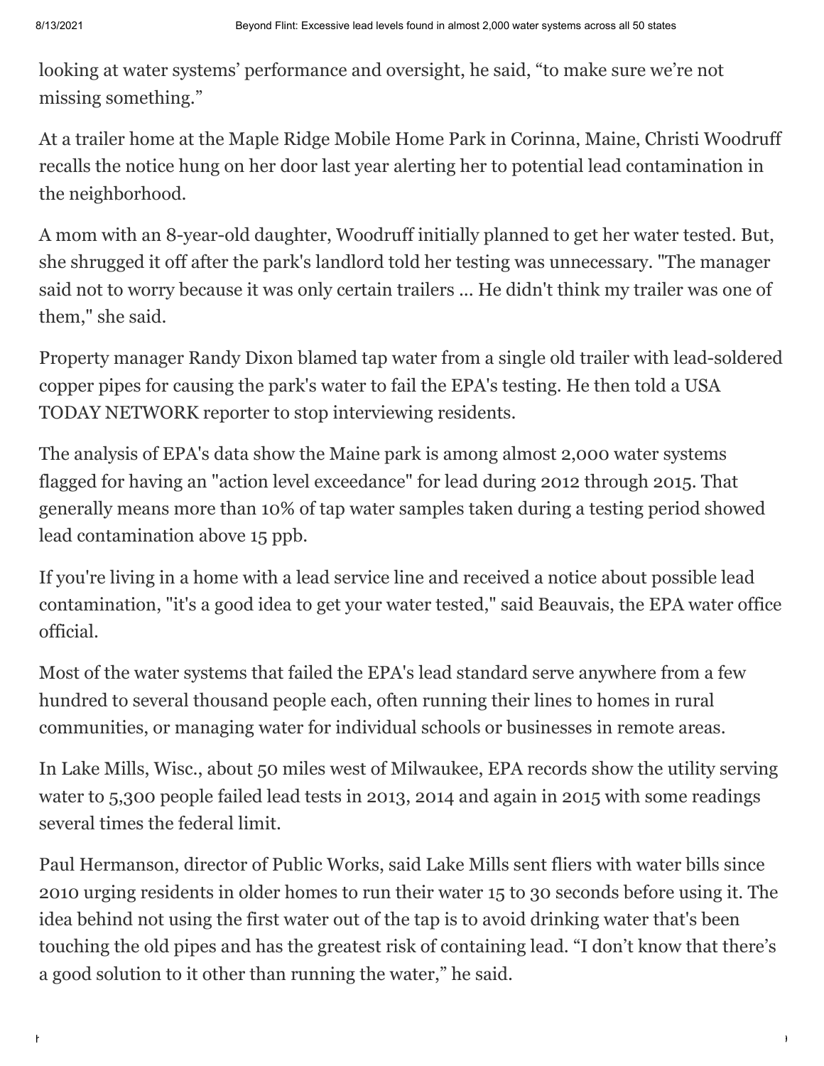looking at water systems' performance and oversight, he said, "to make sure we're not missing something."

At a trailer home at the Maple Ridge Mobile Home Park in Corinna, Maine, Christi Woodruff recalls the notice hung on her door last year alerting her to potential lead contamination in the neighborhood.

A mom with an 8-year-old daughter, Woodruff initially planned to get her water tested. But, she shrugged it off after the park's landlord told her testing was unnecessary. "The manager said not to worry because it was only certain trailers ... He didn't think my trailer was one of them," she said.

Property manager Randy Dixon blamed tap water from a single old trailer with lead-soldered copper pipes for causing the park's water to fail the EPA's testing. He then told a USA TODAY NETWORK reporter to stop interviewing residents.

The analysis of EPA's data show the Maine park is among almost 2,000 water systems flagged for having an "action level exceedance" for lead during 2012 through 2015. That generally means more than 10% of tap water samples taken during a testing period showed lead contamination above 15 ppb.

If you're living in a home with a lead service line and received a notice about possible lead contamination, "it's a good idea to get your water tested," said Beauvais, the EPA water office official.

Most of the water systems that failed the EPA's lead standard serve anywhere from a few hundred to several thousand people each, often running their lines to homes in rural communities, or managing water for individual schools or businesses in remote areas.

In Lake Mills, Wisc., about 50 miles west of Milwaukee, EPA records show the utility serving water to 5,300 people failed lead tests in 2013, 2014 and again in 2015 with some readings several times the federal limit.

Paul Hermanson, director of Public Works, said Lake Mills sent fliers with water bills since 2010 urging residents in older homes to run their water 15 to 30 seconds before using it. The idea behind not using the first water out of the tap is to avoid drinking water that's been touching the old pipes and has the greatest risk of containing lead. "I don't know that there's a good solution to it other than running the water," he said.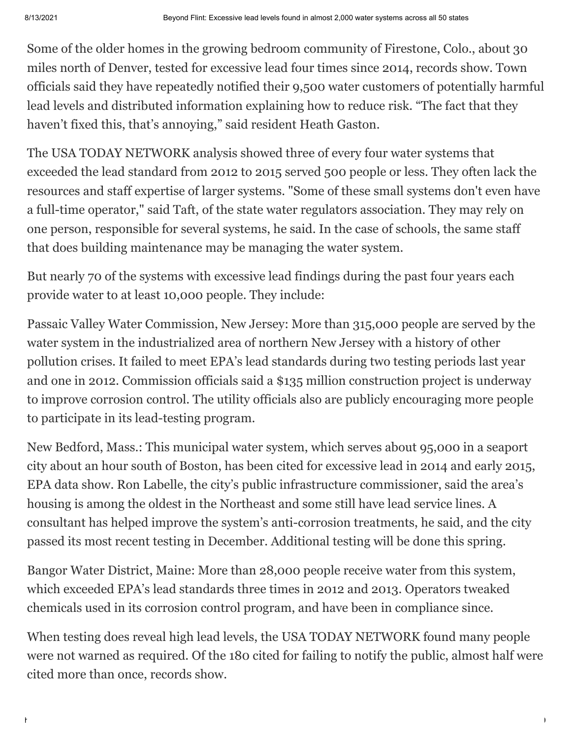Some of the older homes in the growing bedroom community of Firestone, Colo., about 30 miles north of Denver, tested for excessive lead four times since 2014, records show. Town officials said they have repeatedly notified their 9,500 water customers of potentially harmful lead levels and distributed information explaining how to reduce risk. "The fact that they haven't fixed this, that's annoying," said resident Heath Gaston.

The USA TODAY NETWORK analysis showed three of every four water systems that exceeded the lead standard from 2012 to 2015 served 500 people or less. They often lack the resources and staff expertise of larger systems. "Some of these small systems don't even have a full-time operator," said Taft, of the state water regulators association. They may rely on one person, responsible for several systems, he said. In the case of schools, the same staff that does building maintenance may be managing the water system.

But nearly 70 of the systems with excessive lead findings during the past four years each provide water to at least 10,000 people. They include:

Passaic Valley Water Commission, New Jersey: More than 315,000 people are served by the water system in the industrialized area of northern New Jersey with a history of other pollution crises. It failed to meet EPA's lead standards during two testing periods last year and one in 2012. Commission officials said a $135 million construction project is underway to improve corrosion control. The utility officials also are publicly encouraging more people to participate in its lead-testing program.

New Bedford, Mass.: This municipal water system, which serves about 95,000 in a seaport city about an hour south of Boston, has been cited for excessive lead in 2014 and early 2015, EPA data show. Ron Labelle, the city's public infrastructure commissioner, said the area's housing is among the oldest in the Northeast and some still have lead service lines. A consultant has helped improve the system's anti-corrosion treatments, he said, and the city passed its most recent testing in December. Additional testing will be done this spring.

Bangor Water District, Maine: More than 28,000 people receive water from this system, which exceeded EPA's lead standards three times in 2012 and 2013. Operators tweaked chemicals used in its corrosion control program, and have been in compliance since.

When testing does reveal high lead levels, the USA TODAY NETWORK found many people were not warned as required. Of the 180 cited for failing to notify the public, almost half were cited more than once, records show.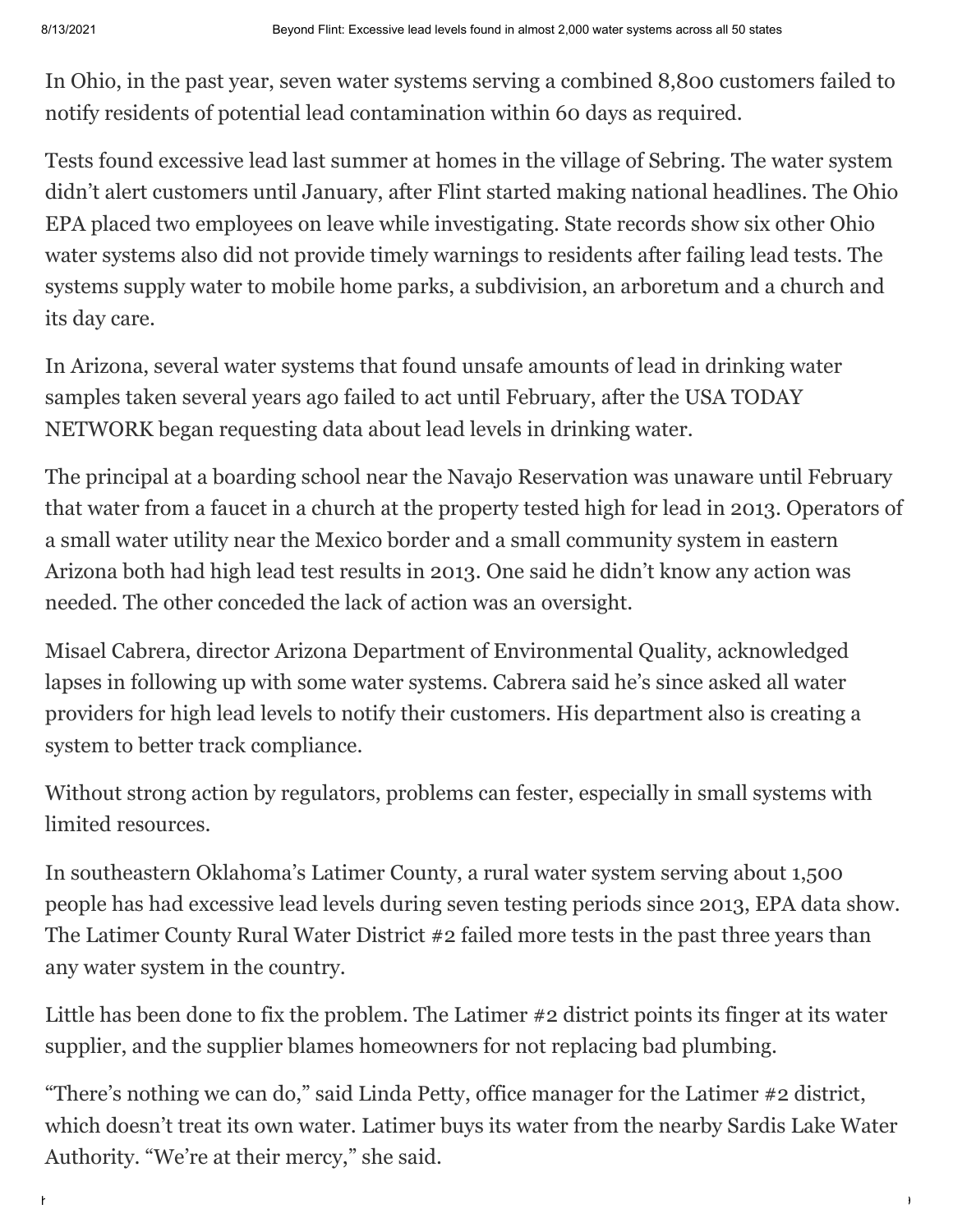In Ohio, in the past year, seven water systems serving a combined 8,800 customers failed to notify residents of potential lead contamination within 60 days as required.

Tests found excessive lead last summer at homes in the village of Sebring. The water system didn't alert customers until January, after Flint started making national headlines. The Ohio EPA placed two employees on leave while investigating. State records show six other Ohio water systems also did not provide timely warnings to residents after failing lead tests. The systems supply water to mobile home parks, a subdivision, an arboretum and a church and its day care.

In Arizona, several water systems that found unsafe amounts of lead in drinking water samples taken several years ago failed to act until February, after the USA TODAY NETWORK began requesting data about lead levels in drinking water.

The principal at a boarding school near the Navajo Reservation was unaware until February that water from a faucet in a church at the property tested high for lead in 2013. Operators of a small water utility near the Mexico border and a small community system in eastern Arizona both had high lead test results in 2013. One said he didn't know any action was needed. The other conceded the lack of action was an oversight.

Misael Cabrera, director Arizona Department of Environmental Quality, acknowledged lapses in following up with some water systems. Cabrera said he's since asked all water providers for high lead levels to notify their customers. His department also is creating a system to better track compliance.

Without strong action by regulators, problems can fester, especially in small systems with limited resources.

In southeastern Oklahoma's Latimer County, a rural water system serving about 1,500 people has had excessive lead levels during seven testing periods since 2013, EPA data show. The Latimer County Rural Water District #2 failed more tests in the past three years than any water system in the country.

Little has been done to fix the problem. The Latimer #2 district points its finger at its water supplier, and the supplier blames homeowners for not replacing bad plumbing.

"There's nothing we can do," said Linda Petty, office manager for the Latimer #2 district, which doesn't treat its own water. Latimer buys its water from the nearby Sardis Lake Water Authority. "We're at their mercy," she said.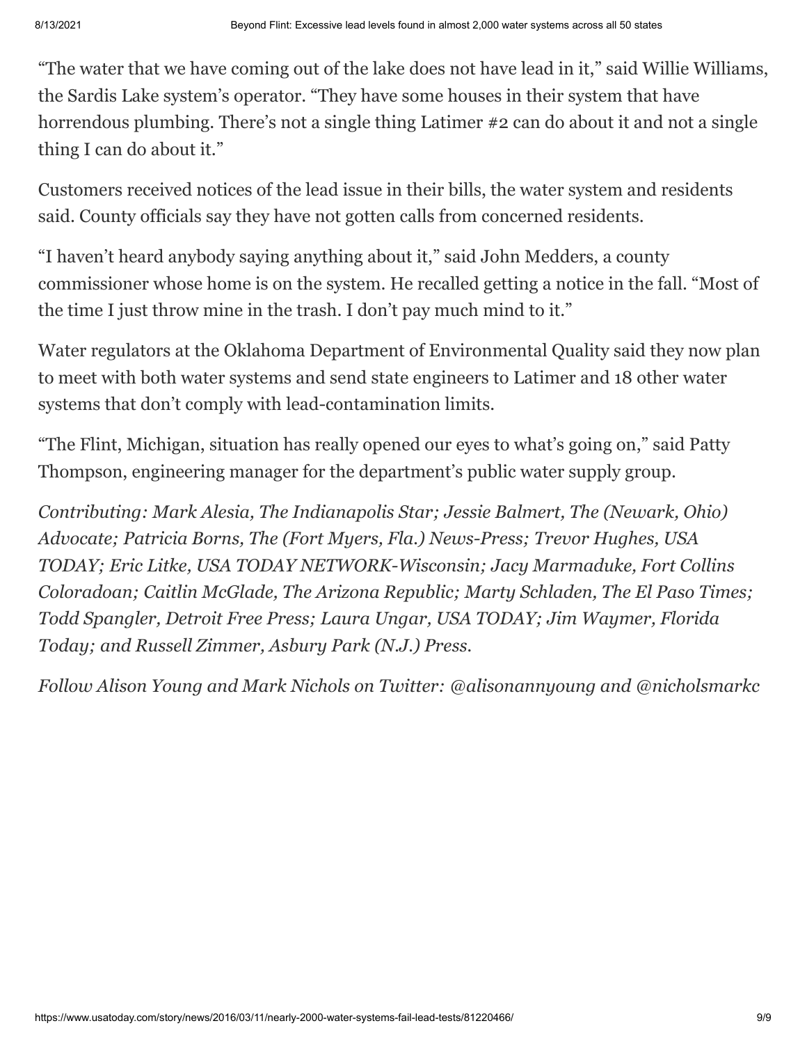"The water that we have coming out of the lake does not have lead in it," said Willie Williams, the Sardis Lake system's operator. "They have some houses in their system that have horrendous plumbing. There's not a single thing Latimer #2 can do about it and not a single thing I can do about it."

Customers received notices of the lead issue in their bills, the water system and residents said. County officials say they have not gotten calls from concerned residents.

"I haven't heard anybody saying anything about it," said John Medders, a county commissioner whose home is on the system. He recalled getting a notice in the fall. "Most of the time I just throw mine in the trash. I don't pay much mind to it."

Water regulators at the Oklahoma Department of Environmental Quality said they now plan to meet with both water systems and send state engineers to Latimer and 18 other water systems that don't comply with lead-contamination limits.

"The Flint, Michigan, situation has really opened our eyes to what's going on," said Patty Thompson, engineering manager for the department's public water supply group.

*Contributing: Mark Alesia, The Indianapolis Star; Jessie Balmert, The (Newark, Ohio) Advocate; Patricia Borns, The (Fort Myers, Fla.) News-Press; Trevor Hughes, USA TODAY; Eric Litke, USA TODAY NETWORK-Wisconsin; Jacy Marmaduke, Fort Collins Coloradoan; Caitlin McGlade, The Arizona Republic; Marty Schladen, The El Paso Times; Todd Spangler, Detroit Free Press; Laura Ungar, USA TODAY; Jim Waymer, Florida Today; and Russell Zimmer, Asbury Park (N.J.) Press.*

*Follow Alison Young and Mark Nichols on Twitter: @alisonannyoung and @nicholsmarkc*